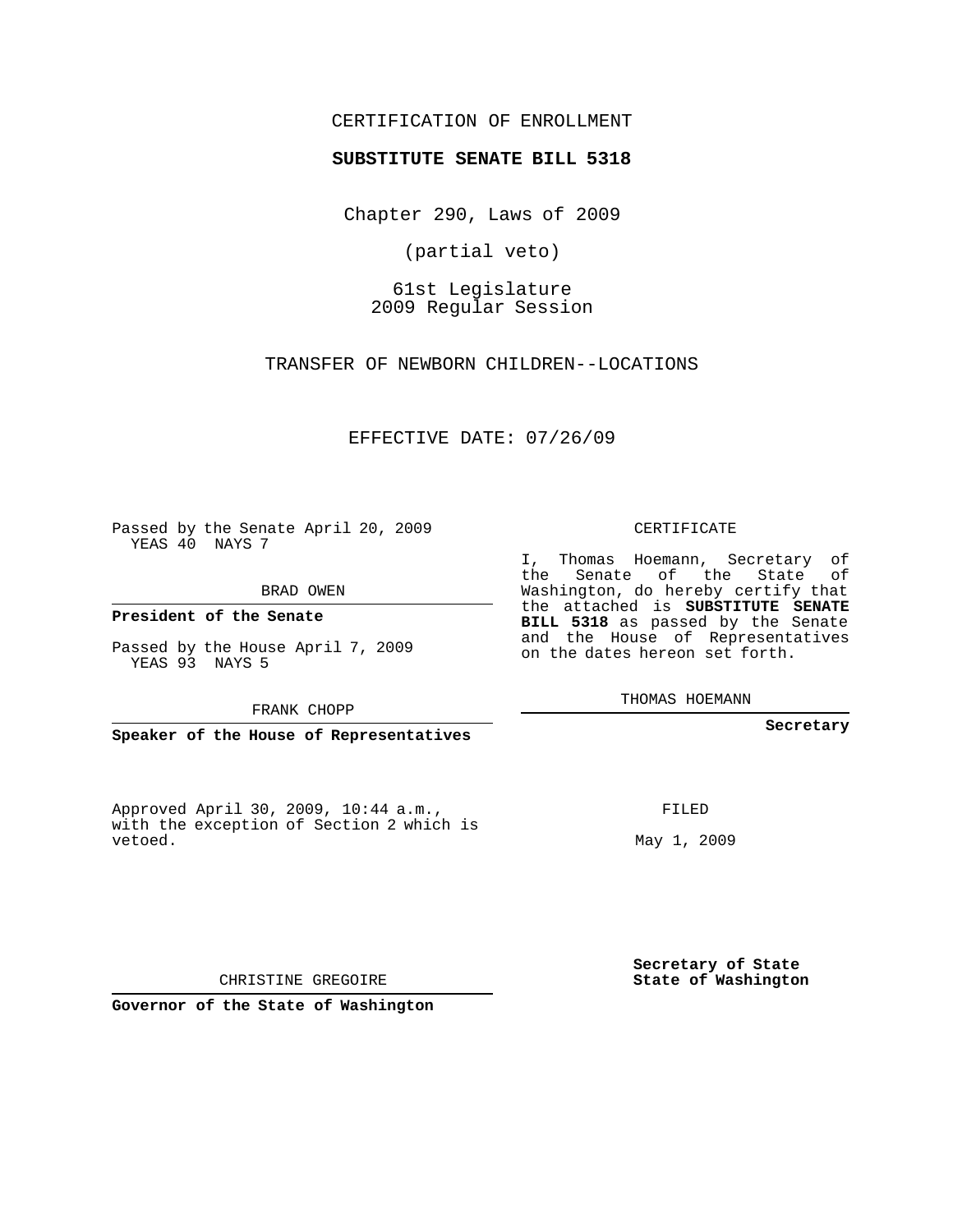CERTIFICATION OF ENROLLMENT

**SUBSTITUTE SENATE BILL 5318**

Chapter 290, Laws of 2009

(partial veto)

61st Legislature
2009 Regular Session

TRANSFER OF NEWBORN CHILDREN--LOCATIONS

EFFECTIVE DATE: 07/26/09

Passed by the Senate April 20, 2009
YEAS 40 NAYS 7

BRAD OWEN

**President of the Senate**

Passed by the House April 7, 2009
YEAS 93 NAYS 5

FRANK CHOPP

**Speaker of the House of Representatives**

CERTIFICATE

I, Thomas Hoemann, Secretary of the Senate of the State of Washington, do hereby certify that the attached is **SUBSTITUTE SENATE BILL 5318** as passed by the Senate and the House of Representatives on the dates hereon set forth.

THOMAS HOEMANN

**Secretary**

Approved April 30, 2009, 10:44 a.m., with the exception of Section 2 which is vetoed.

FILED

May 1, 2009

CHRISTINE GREGOIRE

**Governor of the State of Washington**

**Secretary of State**
**State of Washington**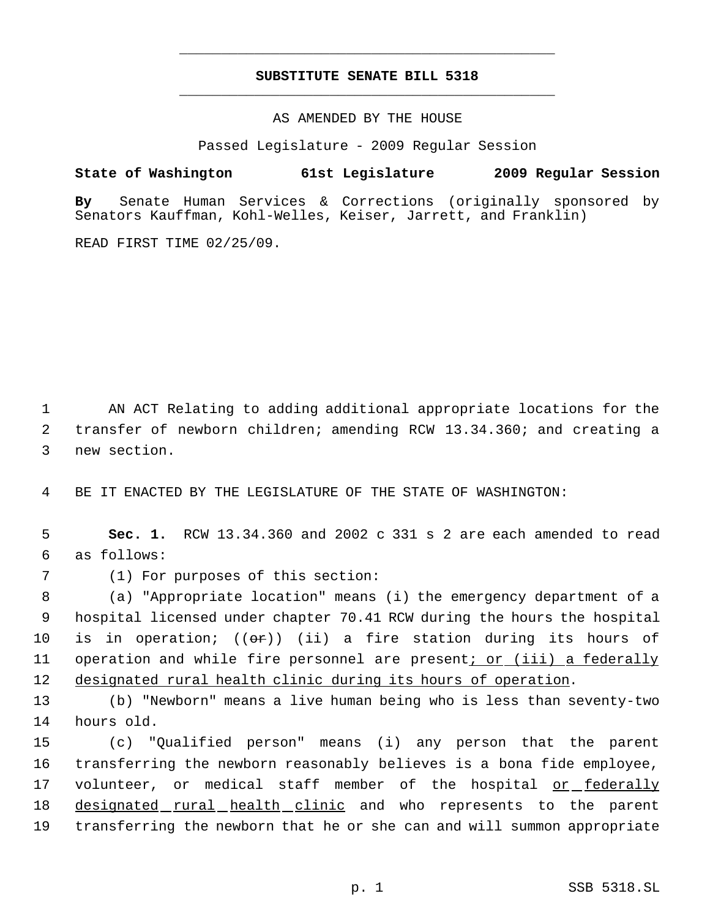# SUBSTITUTE SENATE BILL 5318

AS AMENDED BY THE HOUSE

Passed Legislature - 2009 Regular Session

**State of Washington 61st Legislature 2009 Regular Session**

**By** Senate Human Services & Corrections (originally sponsored by Senators Kauffman, Kohl-Welles, Keiser, Jarrett, and Franklin)

READ FIRST TIME 02/25/09.

AN ACT Relating to adding additional appropriate locations for the transfer of newborn children; amending RCW 13.34.360; and creating a new section.

BE IT ENACTED BY THE LEGISLATURE OF THE STATE OF WASHINGTON:

**Sec. 1.** RCW 13.34.360 and 2002 c 331 s 2 are each amended to read as follows:

(1) For purposes of this section:

(a) "Appropriate location" means (i) the emergency department of a hospital licensed under chapter 70.41 RCW during the hours the hospital is in operation; ((~~or~~)) (ii) a fire station during its hours of operation and while fire personnel are present<u>; or (iii) a federally designated rural health clinic during its hours of operation</u>.

(b) "Newborn" means a live human being who is less than seventy-two hours old.

(c) "Qualified person" means (i) any person that the parent transferring the newborn reasonably believes is a bona fide employee, volunteer, or medical staff member of the hospital <u>or federally designated rural health clinic</u> and who represents to the parent transferring the newborn that he or she can and will summon appropriate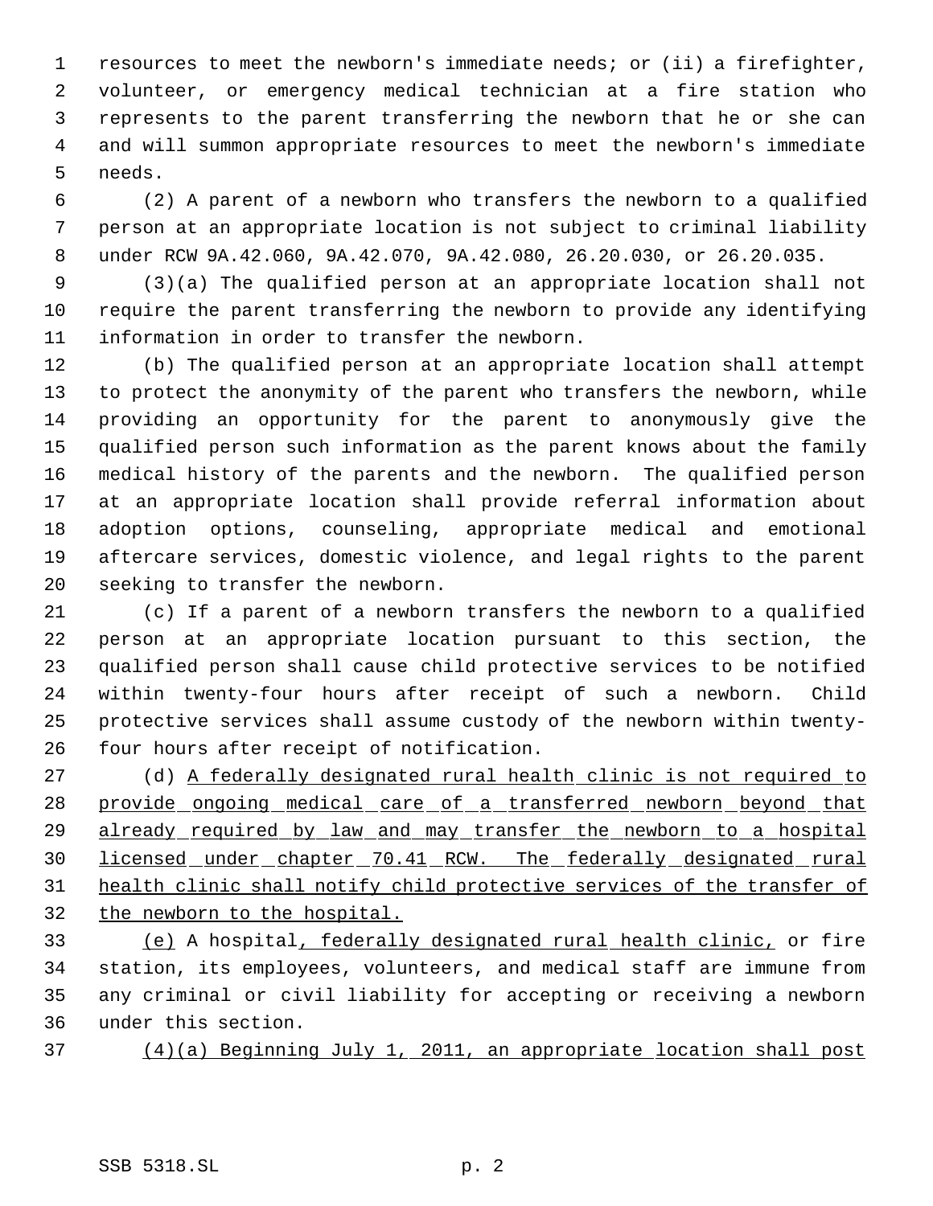resources to meet the newborn's immediate needs; or (ii) a firefighter, volunteer, or emergency medical technician at a fire station who represents to the parent transferring the newborn that he or she can and will summon appropriate resources to meet the newborn's immediate needs.

(2) A parent of a newborn who transfers the newborn to a qualified person at an appropriate location is not subject to criminal liability under RCW 9A.42.060, 9A.42.070, 9A.42.080, 26.20.030, or 26.20.035.

(3)(a) The qualified person at an appropriate location shall not require the parent transferring the newborn to provide any identifying information in order to transfer the newborn.

(b) The qualified person at an appropriate location shall attempt to protect the anonymity of the parent who transfers the newborn, while providing an opportunity for the parent to anonymously give the qualified person such information as the parent knows about the family medical history of the parents and the newborn. The qualified person at an appropriate location shall provide referral information about adoption options, counseling, appropriate medical and emotional aftercare services, domestic violence, and legal rights to the parent seeking to transfer the newborn.

(c) If a parent of a newborn transfers the newborn to a qualified person at an appropriate location pursuant to this section, the qualified person shall cause child protective services to be notified within twenty-four hours after receipt of such a newborn. Child protective services shall assume custody of the newborn within twenty-four hours after receipt of notification.

(d) <u>A federally designated rural health clinic is not required to provide ongoing medical care of a transferred newborn beyond that already required by law and may transfer the newborn to a hospital licensed under chapter 70.41 RCW. The federally designated rural health clinic shall notify child protective services of the transfer of the newborn to the hospital.</u>

<u>(e)</u> A hospital<u>, federally designated rural health clinic,</u> or fire station, its employees, volunteers, and medical staff are immune from any criminal or civil liability for accepting or receiving a newborn under this section.

<u>(4)(a) Beginning July 1, 2011, an appropriate location shall post</u>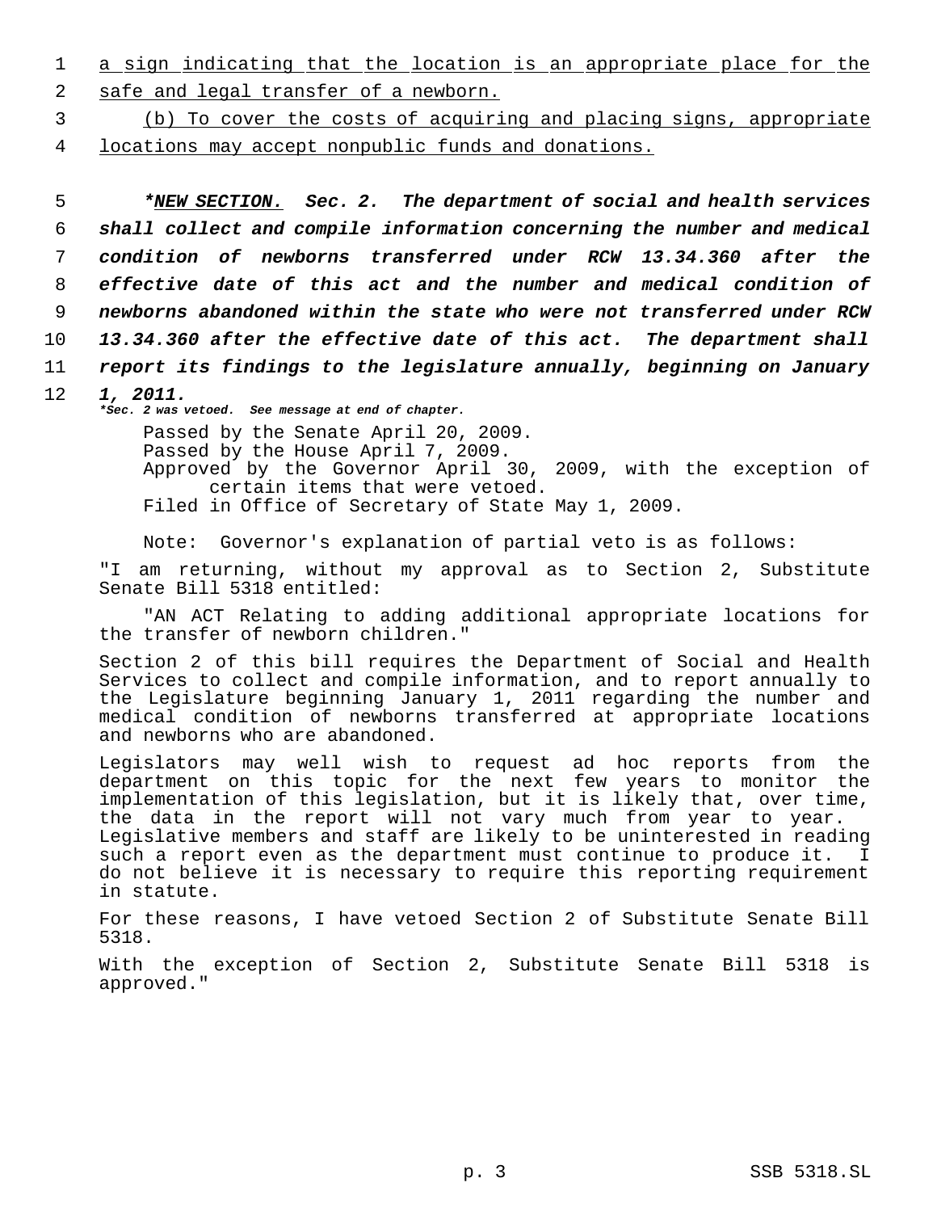a sign indicating that the location is an appropriate place for the safe and legal transfer of a newborn.

(b) To cover the costs of acquiring and placing signs, appropriate locations may accept nonpublic funds and donations.

***NEW SECTION. Sec. 2. The department of social and health services shall collect and compile information concerning the number and medical condition of newborns transferred under RCW 13.34.360 after the effective date of this act and the number and medical condition of newborns abandoned within the state who were not transferred under RCW 13.34.360 after the effective date of this act. The department shall report its findings to the legislature annually, beginning on January 1, 2011.***

****Sec. 2 was vetoed. See message at end of chapter.***

Passed by the Senate April 20, 2009.
Passed by the House April 7, 2009.
Approved by the Governor April 30, 2009, with the exception of certain items that were vetoed.
Filed in Office of Secretary of State May 1, 2009.

Note: Governor's explanation of partial veto is as follows:

"I am returning, without my approval as to Section 2, Substitute Senate Bill 5318 entitled:

"AN ACT Relating to adding additional appropriate locations for the transfer of newborn children."

Section 2 of this bill requires the Department of Social and Health Services to collect and compile information, and to report annually to the Legislature beginning January 1, 2011 regarding the number and medical condition of newborns transferred at appropriate locations and newborns who are abandoned.

Legislators may well wish to request ad hoc reports from the department on this topic for the next few years to monitor the implementation of this legislation, but it is likely that, over time, the data in the report will not vary much from year to year. Legislative members and staff are likely to be uninterested in reading such a report even as the department must continue to produce it. I do not believe it is necessary to require this reporting requirement in statute.

For these reasons, I have vetoed Section 2 of Substitute Senate Bill 5318.

With the exception of Section 2, Substitute Senate Bill 5318 is approved."